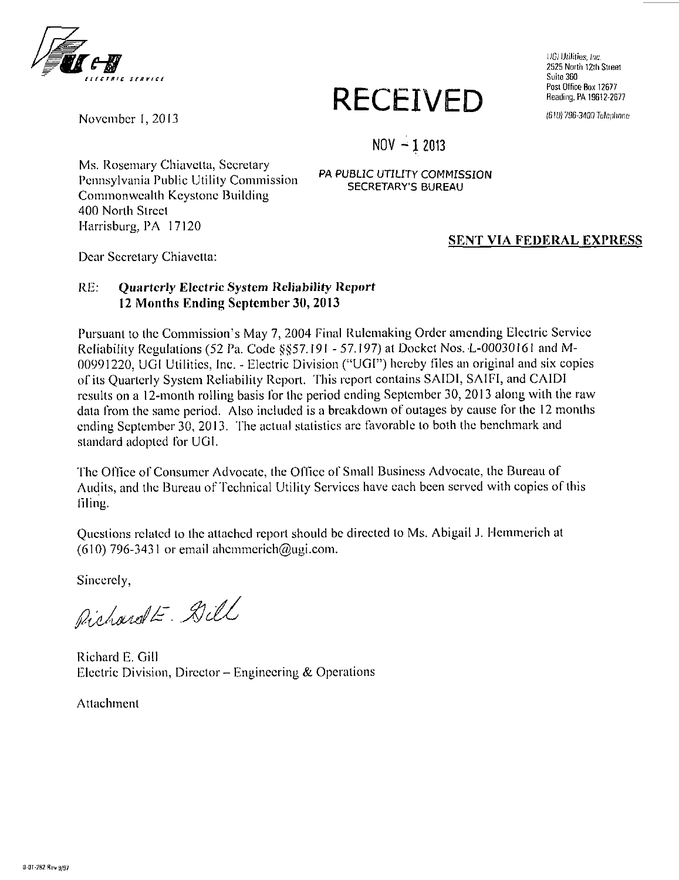UGI Utilities, Inc.
2525 North 12th Street
Suite 360
Post Office Box 12677
Reading, PA 19612-2677

(610) 796-3400 Telephone

November 1, 2013

**RECEIVED**

NOV - 1 2013

PA PUBLIC UTILITY COMMISSION
SECRETARY'S BUREAU

Ms. Rosemary Chiavetta, Secretary
Pennsylvania Public Utility Commission
Commonwealth Keystone Building
400 North Street
Harrisburg, PA 17120

**SENT VIA FEDERAL EXPRESS**

Dear Secretary Chiavetta:

RE: ***Quarterly Electric System Reliability Report***
***12 Months Ending September 30, 2013***

Pursuant to the Commission's May 7, 2004 Final Rulemaking Order amending Electric Service Reliability Regulations (52 Pa. Code §§57.191 - 57.197) at Docket Nos. L-00030161 and M-00991220, UGI Utilities, Inc. - Electric Division ("UGI") hereby files an original and six copies of its Quarterly System Reliability Report. This report contains SAIDI, SAIFI, and CAIDI results on a 12-month rolling basis for the period ending September 30, 2013 along with the raw data from the same period. Also included is a breakdown of outages by cause for the 12 months ending September 30, 2013. The actual statistics are favorable to both the benchmark and standard adopted for UGI.

The Office of Consumer Advocate, the Office of Small Business Advocate, the Bureau of Audits, and the Bureau of Technical Utility Services have each been served with copies of this filing.

Questions related to the attached report should be directed to Ms. Abigail J. Hemmerich at (610) 796-3431 or email ahemmerich@ugi.com.

Sincerely,

Richard E. Gill

Richard E. Gill
Electric Division, Director – Engineering & Operations

Attachment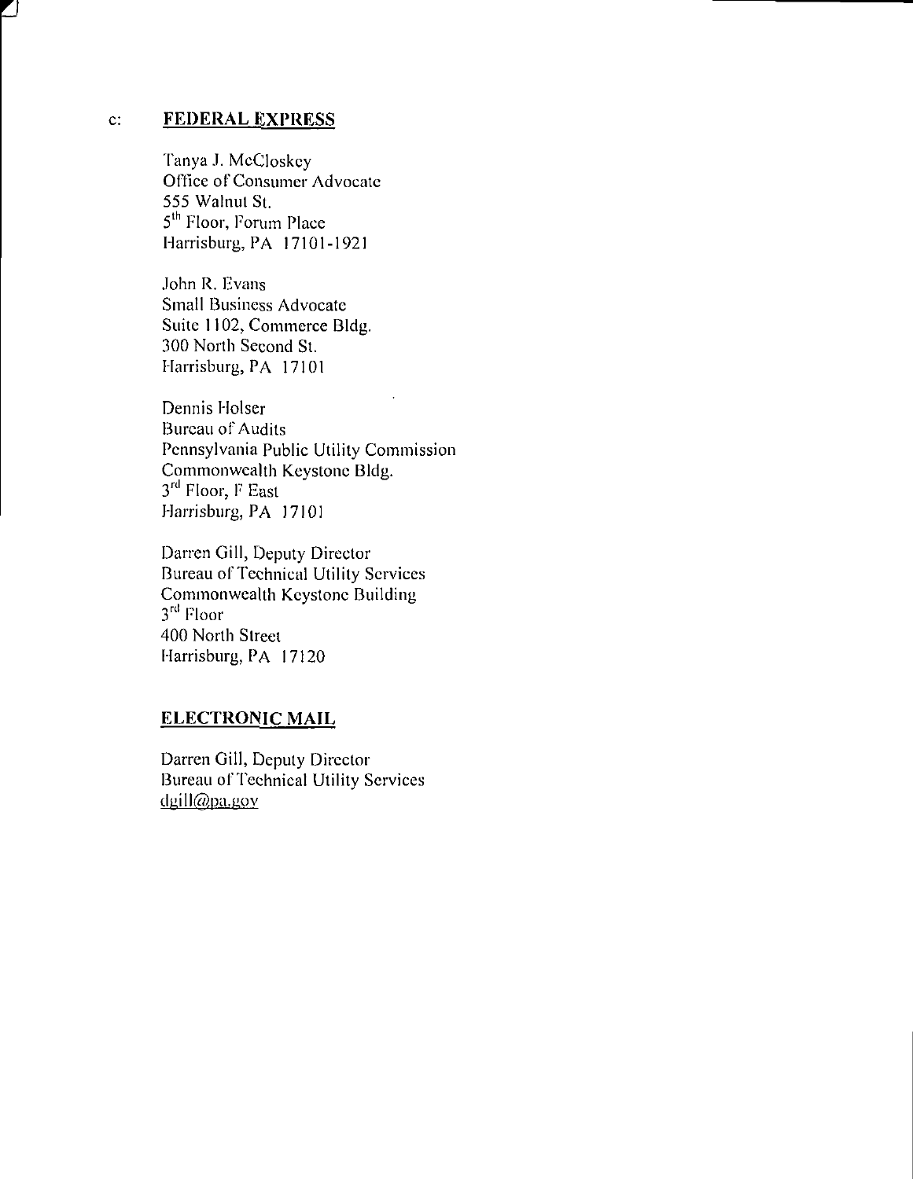c: **FEDERAL EXPRESS**

Tanya J. McCloskey
Office of Consumer Advocate
555 Walnut St.
5th Floor, Forum Place
Harrisburg, PA 17101-1921

John R. Evans
Small Business Advocate
Suite 1102, Commerce Bldg.
300 North Second St.
Harrisburg, PA 17101

Dennis Holser
Bureau of Audits
Pennsylvania Public Utility Commission
Commonwealth Keystone Bldg.
3rd Floor, F East
Harrisburg, PA 17101

Darren Gill, Deputy Director
Bureau of Technical Utility Services
Commonwealth Keystone Building
3rd Floor
400 North Street
Harrisburg, PA 17120

**ELECTRONIC MAIL**

Darren Gill, Deputy Director
Bureau of Technical Utility Services
dgill@pa.gov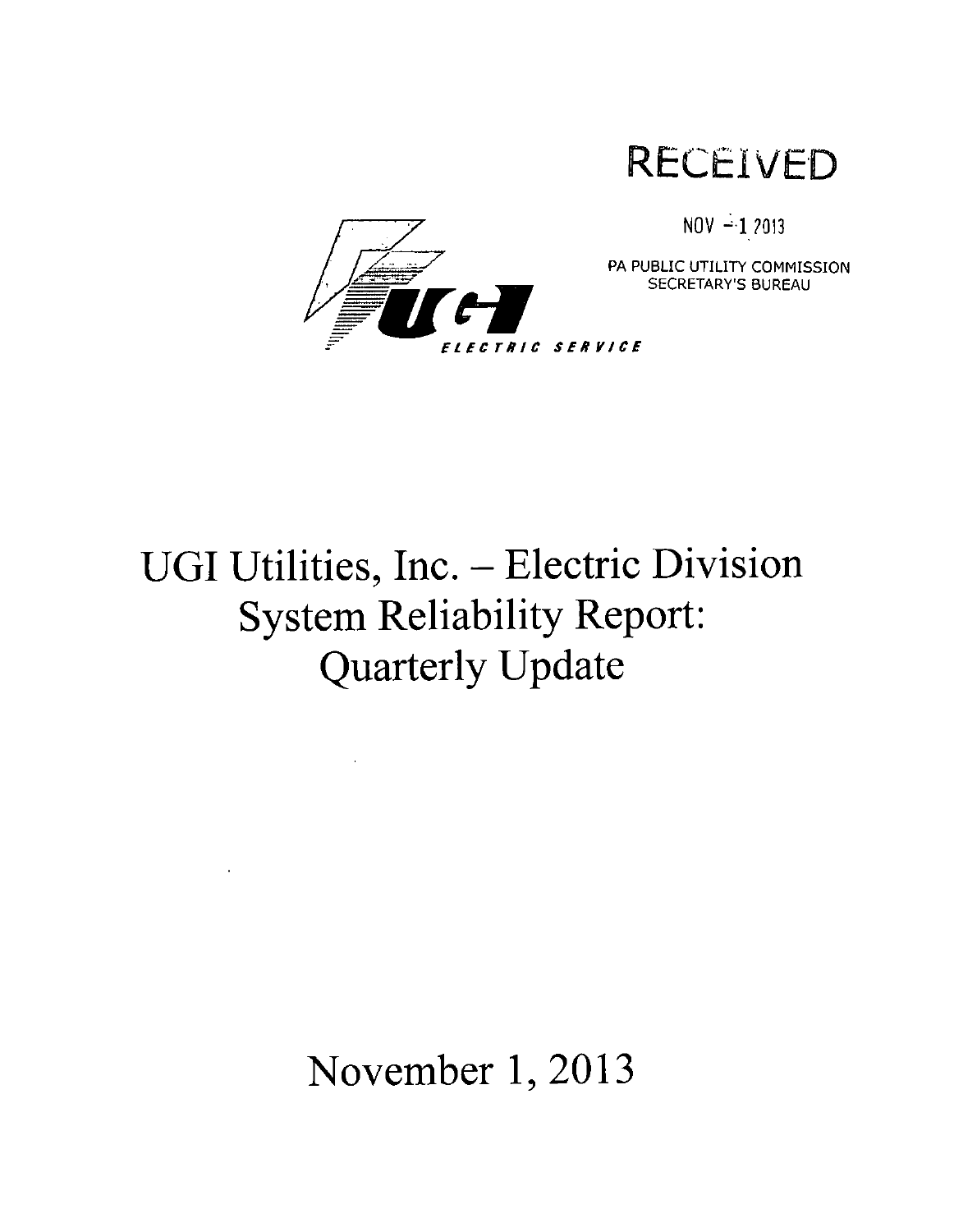RECEIVED

NOV - 1 2013

PA PUBLIC UTILITY COMMISSION
SECRETARY'S BUREAU

UGI

ELECTRIC SERVICE

# UGI Utilities, Inc. – Electric Division System Reliability Report: Quarterly Update

November 1, 2013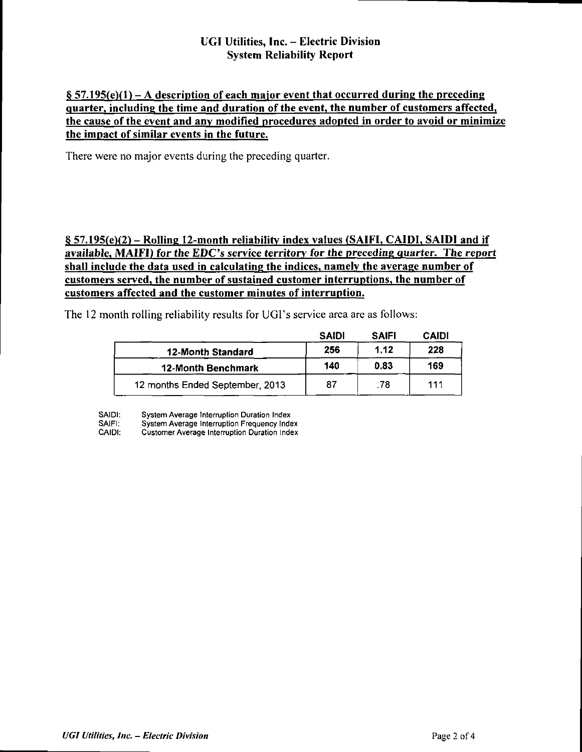## UGI Utilities, Inc. – Electric Division
## System Reliability Report

**§ 57.195(e)(1) – A description of each major event that occurred during the preceding quarter, including the time and duration of the event, the number of customers affected, the cause of the event and any modified procedures adopted in order to avoid or minimize the impact of similar events in the future.**

There were no major events during the preceding quarter.

**§ 57.195(e)(2) – Rolling 12-month reliability index values (SAIFI, CAIDI, SAIDI and if available, MAIFI) for the EDC's service territory for the preceding quarter. The report shall include the data used in calculating the indices, namely the average number of customers served, the number of sustained customer interruptions, the number of customers affected and the customer minutes of interruption.**

The 12 month rolling reliability results for UGI's service area are as follows:

| | SAIDI | SAIFI | CAIDI |
|---|---|---|---|
| **12-Month Standard** | **256** | **1.12** | **228** |
| **12-Month Benchmark** | **140** | **0.83** | **169** |
| 12 months Ended September, 2013 | 87 | .78 | 111 |

SAIDI: System Average Interruption Duration Index
SAIFI: System Average Interruption Frequency Index
CAIDI: Customer Average Interruption Duration Index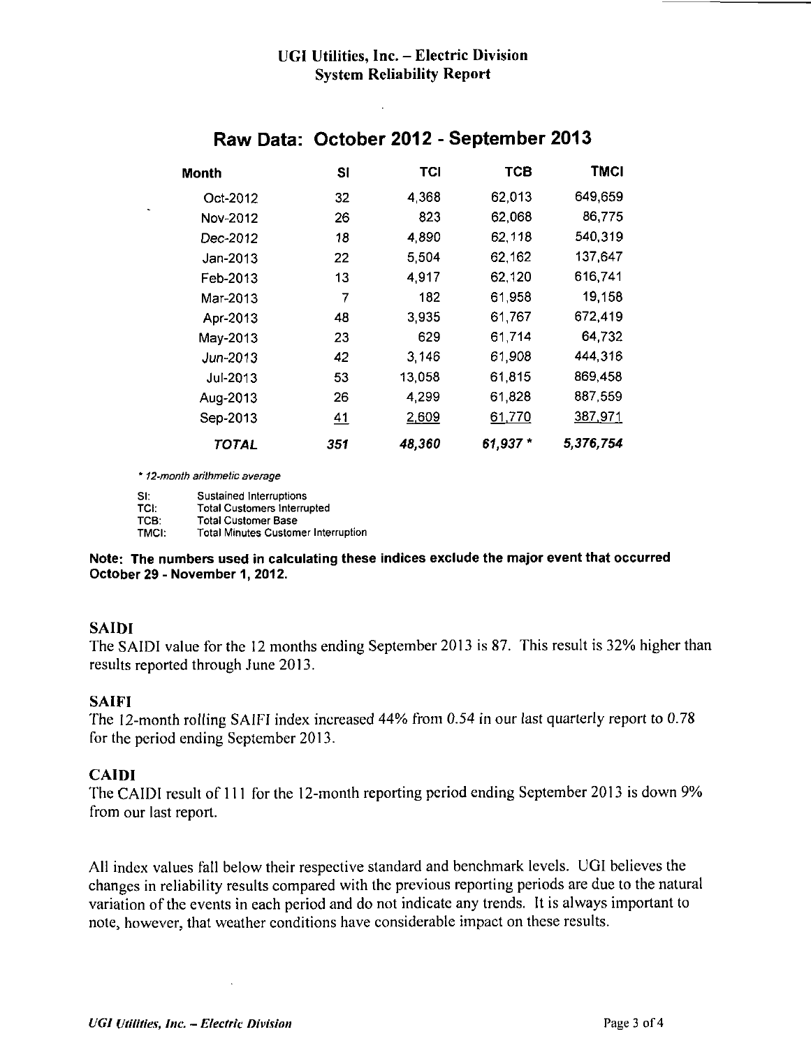# UGI Utilities, Inc. – Electric Division
## System Reliability Report

## Raw Data: October 2012 - September 2013

| Month | SI | TCI | TCB | TMCI |
|---|---|---|---|---|
| Oct-2012 | 32 | 4,368 | 62,013 | 649,659 |
| Nov-2012 | 26 | 823 | 62,068 | 86,775 |
| Dec-2012 | 18 | 4,890 | 62,118 | 540,319 |
| Jan-2013 | 22 | 5,504 | 62,162 | 137,647 |
| Feb-2013 | 13 | 4,917 | 62,120 | 616,741 |
| Mar-2013 | 7 | 182 | 61,958 | 19,158 |
| Apr-2013 | 48 | 3,935 | 61,767 | 672,419 |
| May-2013 | 23 | 629 | 61,714 | 64,732 |
| Jun-2013 | 42 | 3,146 | 61,908 | 444,316 |
| Jul-2013 | 53 | 13,058 | 61,815 | 869,458 |
| Aug-2013 | 26 | 4,299 | 61,828 | 887,559 |
| Sep-2013 | 41 | 2,609 | 61,770 | 387,971 |
| ***TOTAL*** | ***351*** | ***48,360*** | ***61,937 **** | ***5,376,754*** |

*\* 12-month arithmetic average*

SI: Sustained Interruptions
TCI: Total Customers Interrupted
TCB: Total Customer Base
TMCI: Total Minutes Customer Interruption

**Note: The numbers used in calculating these indices exclude the major event that occurred October 29 - November 1, 2012.**

### SAIDI

The SAIDI value for the 12 months ending September 2013 is 87. This result is 32% higher than results reported through June 2013.

### SAIFI

The 12-month rolling SAIFI index increased 44% from 0.54 in our last quarterly report to 0.78 for the period ending September 2013.

### CAIDI

The CAIDI result of 111 for the 12-month reporting period ending September 2013 is down 9% from our last report.

All index values fall below their respective standard and benchmark levels. UGI believes the changes in reliability results compared with the previous reporting periods are due to the natural variation of the events in each period and do not indicate any trends. It is always important to note, however, that weather conditions have considerable impact on these results.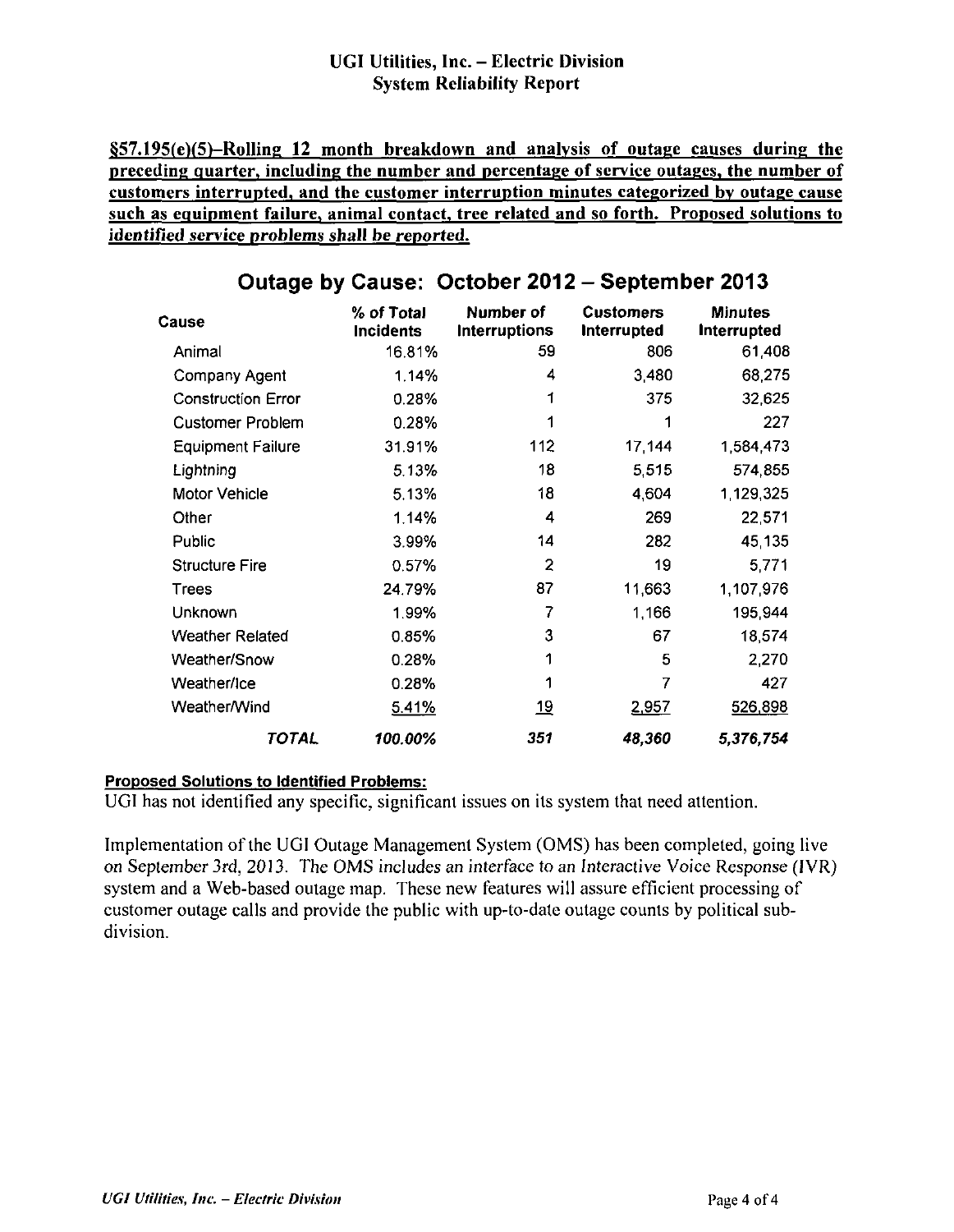## UGI Utilities, Inc. – Electric Division
## System Reliability Report

**§57.195(e)(5)–Rolling 12 month breakdown and analysis of outage causes during the preceding quarter, including the number and percentage of service outages, the number of customers interrupted, and the customer interruption minutes categorized by outage cause such as equipment failure, animal contact, tree related and so forth. Proposed solutions to identified service problems shall be reported.**

### Outage by Cause: October 2012 – September 2013

| Cause | % of Total Incidents | Number of Interruptions | Customers Interrupted | Minutes Interrupted |
|---|---|---|---|---|
| Animal | 16.81% | 59 | 806 | 61,408 |
| Company Agent | 1.14% | 4 | 3,480 | 68,275 |
| Construction Error | 0.28% | 1 | 375 | 32,625 |
| Customer Problem | 0.28% | 1 | 1 | 227 |
| Equipment Failure | 31.91% | 112 | 17,144 | 1,584,473 |
| Lightning | 5.13% | 18 | 5,515 | 574,855 |
| Motor Vehicle | 5.13% | 18 | 4,604 | 1,129,325 |
| Other | 1.14% | 4 | 269 | 22,571 |
| Public | 3.99% | 14 | 282 | 45,135 |
| Structure Fire | 0.57% | 2 | 19 | 5,771 |
| Trees | 24.79% | 87 | 11,663 | 1,107,976 |
| Unknown | 1.99% | 7 | 1,166 | 195,944 |
| Weather Related | 0.85% | 3 | 67 | 18,574 |
| Weather/Snow | 0.28% | 1 | 5 | 2,270 |
| Weather/Ice | 0.28% | 1 | 7 | 427 |
| Weather/Wind | 5.41% | 19 | 2,957 | 526,898 |
| ***TOTAL*** | ***100.00%*** | ***351*** | ***48,360*** | ***5,376,754*** |

**Proposed Solutions to Identified Problems:**

UGI has not identified any specific, significant issues on its system that need attention.

Implementation of the UGI Outage Management System (OMS) has been completed, going live on September 3rd, 2013. The OMS includes an interface to an Interactive Voice Response (IVR) system and a Web-based outage map. These new features will assure efficient processing of customer outage calls and provide the public with up-to-date outage counts by political sub-division.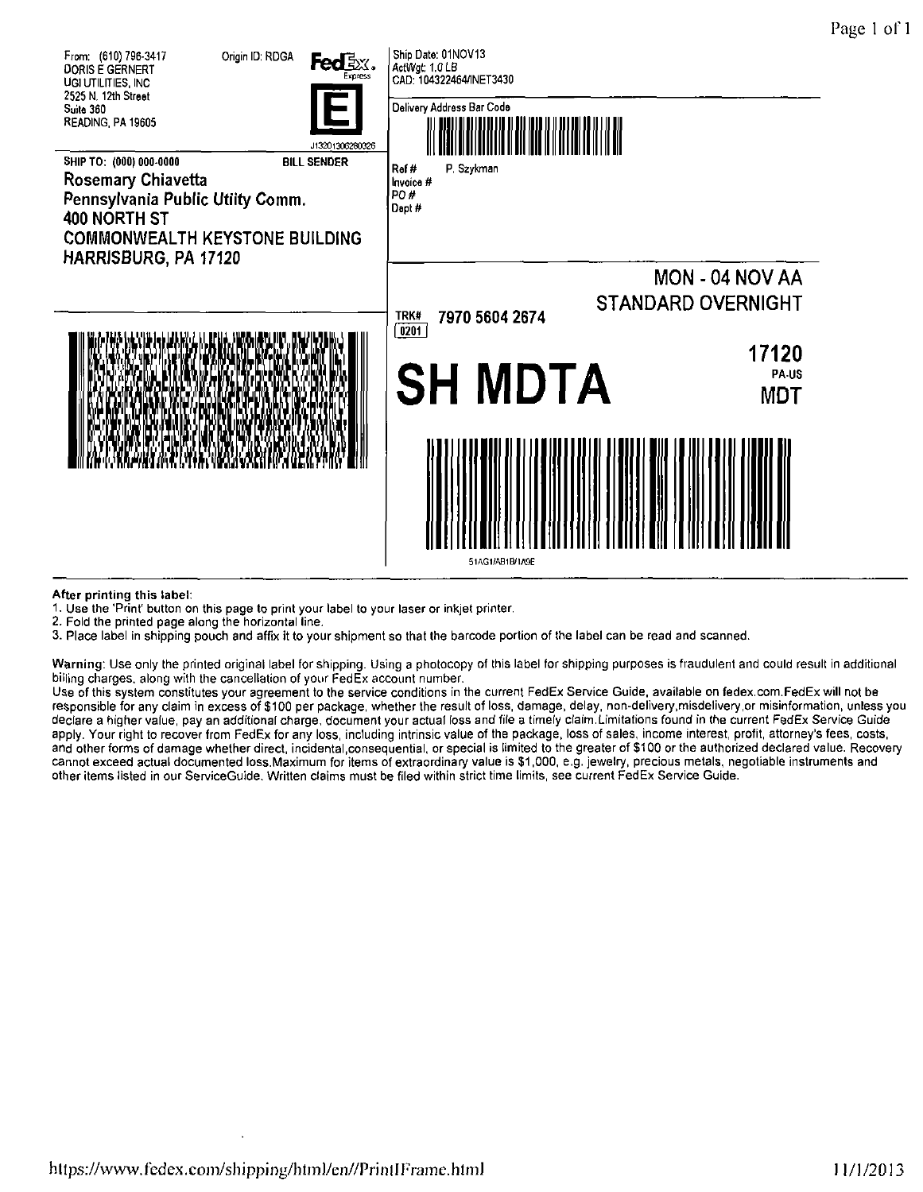From: (610) 796-3417
DORIS E GERNERT
UGI UTILITIES, INC
2525 N. 12th Street
Suite 360
READING, PA 19605

Origin ID: RDGA

FedEx Express

E

J13201306280326

SHIP TO: (000) 000-0000 BILL SENDER

**Rosemary Chiavetta**
**Pennsylvania Public Utity Comm.**
**400 NORTH ST**
**COMMONWEALTH KEYSTONE BUILDING**
**HARRISBURG, PA 17120**

Ship Date: 01NOV13
ActWgt: 1.0 LB
CAD: 104322464/INET3430

Delivery Address Bar Code

Ref # P. Szykman
Invoice #
PO #
Dept #

**MON - 04 NOV AA**
**STANDARD OVERNIGHT**

TRK# **7970 5604 2674**
0201

**SH MDTA**

**17120**
**PA-US**
**MDT**

51AG1/AB1B/1A9E

**After printing this label:**

1. Use the 'Print' button on this page to print your label to your laser or inkjet printer.
2. Fold the printed page along the horizontal line.
3. Place label in shipping pouch and affix it to your shipment so that the barcode portion of the label can be read and scanned.

**Warning**: Use only the printed original label for shipping. Using a photocopy of this label for shipping purposes is fraudulent and could result in additional billing charges, along with the cancellation of your FedEx account number.
Use of this system constitutes your agreement to the service conditions in the current FedEx Service Guide, available on fedex.com.FedEx will not be responsible for any claim in excess of $100 per package, whether the result of loss, damage, delay, non-delivery,misdelivery,or misinformation, unless you declare a higher value, pay an additional charge, document your actual loss and file a timely claim.Limitations found in the current FedEx Service Guide apply. Your right to recover from FedEx for any loss, including intrinsic value of the package, loss of sales, income interest, profit, attorney's fees, costs, and other forms of damage whether direct, incidental,consequential, or special is limited to the greater of $100 or the authorized declared value. Recovery cannot exceed actual documented loss.Maximum for items of extraordinary value is $1,000, e.g. jewelry, precious metals, negotiable instruments and other items listed in our ServiceGuide. Written claims must be filed within strict time limits, see current FedEx Service Guide.

https://www.fedex.com/shipping/html/en//PrintIFrame.html 11/1/2013